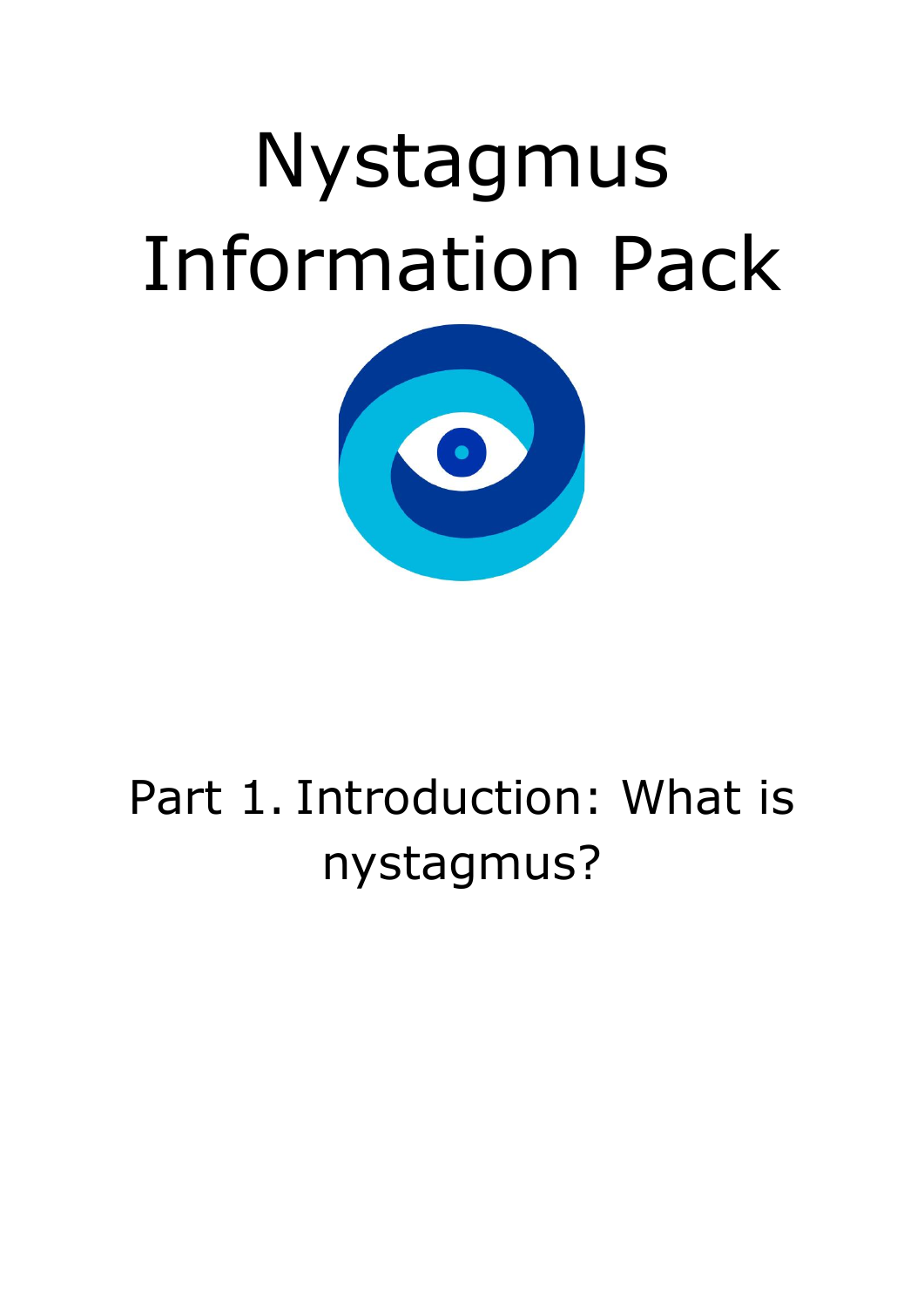# Nystagmus Information Pack

## Part 1. Introduction: What is nystagmus?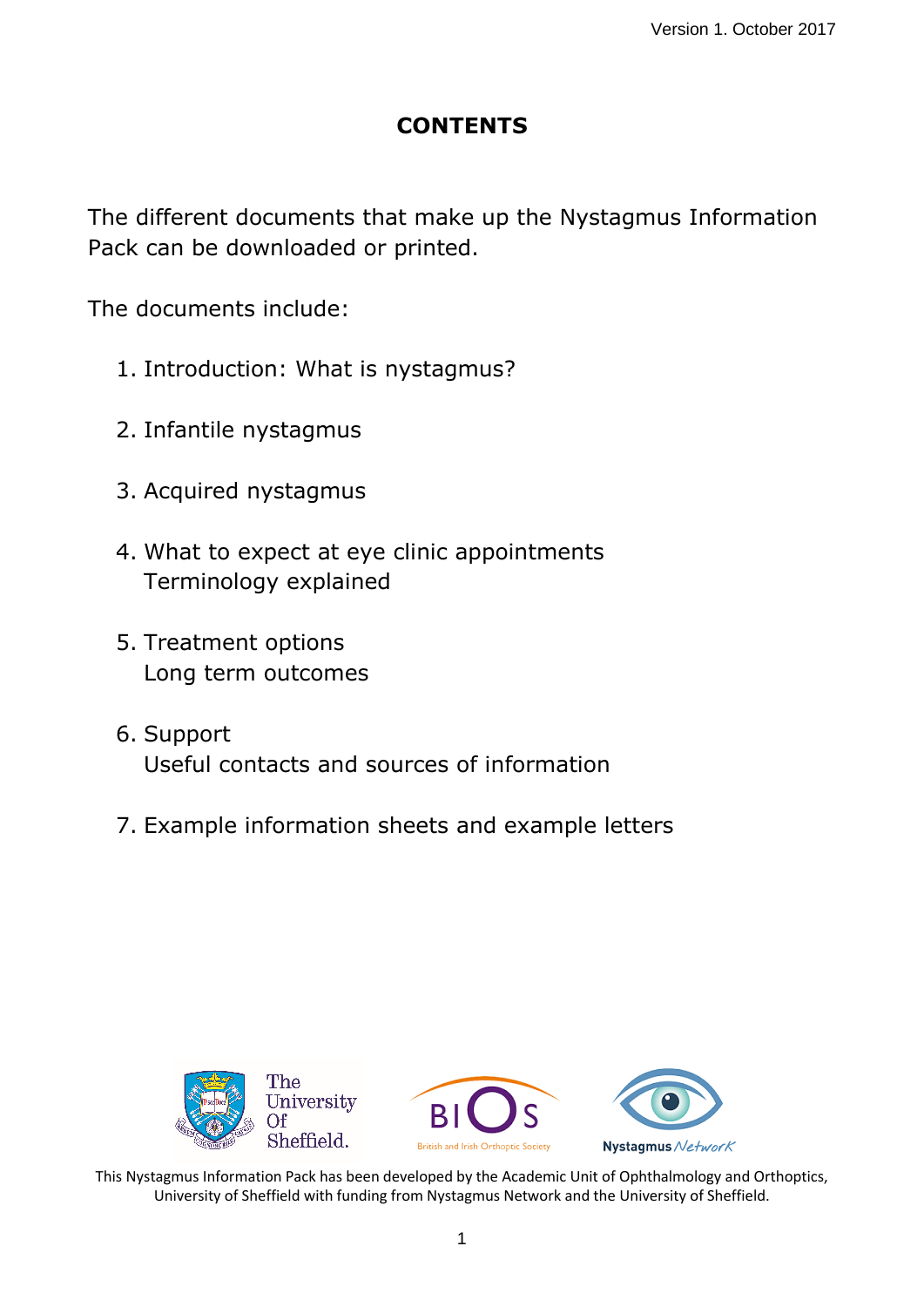Version 1. October 2017

# CONTENTS

The different documents that make up the Nystagmus Information Pack can be downloaded or printed.

The documents include:

1. Introduction: What is nystagmus?
2. Infantile nystagmus
3. Acquired nystagmus
4. What to expect at eye clinic appointments
   Terminology explained
5. Treatment options
   Long term outcomes
6. Support
   Useful contacts and sources of information
7. Example information sheets and example letters

This Nystagmus Information Pack has been developed by the Academic Unit of Ophthalmology and Orthoptics, University of Sheffield with funding from Nystagmus Network and the University of Sheffield.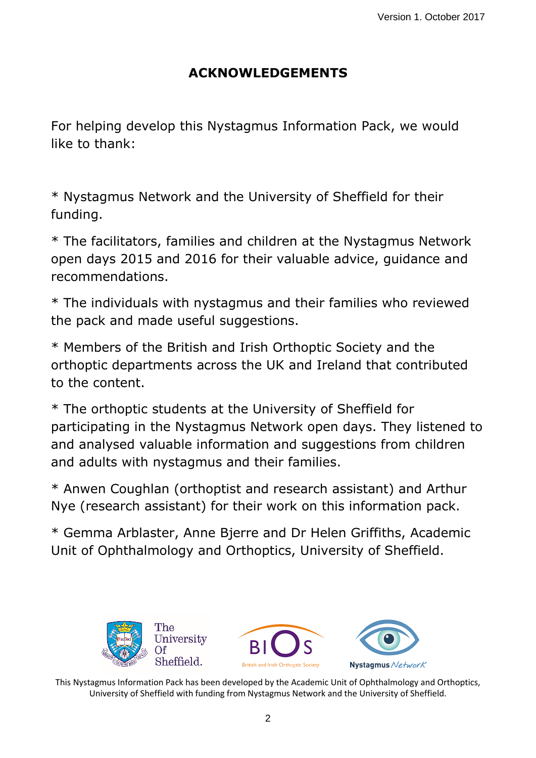Version 1. October 2017

## ACKNOWLEDGEMENTS

For helping develop this Nystagmus Information Pack, we would like to thank:

* Nystagmus Network and the University of Sheffield for their funding.

* The facilitators, families and children at the Nystagmus Network open days 2015 and 2016 for their valuable advice, guidance and recommendations.

* The individuals with nystagmus and their families who reviewed the pack and made useful suggestions.

* Members of the British and Irish Orthoptic Society and the orthoptic departments across the UK and Ireland that contributed to the content.

* The orthoptic students at the University of Sheffield for participating in the Nystagmus Network open days. They listened to and analysed valuable information and suggestions from children and adults with nystagmus and their families.

* Anwen Coughlan (orthoptist and research assistant) and Arthur Nye (research assistant) for their work on this information pack.

* Gemma Arblaster, Anne Bjerre and Dr Helen Griffiths, Academic Unit of Ophthalmology and Orthoptics, University of Sheffield.

This Nystagmus Information Pack has been developed by the Academic Unit of Ophthalmology and Orthoptics, University of Sheffield with funding from Nystagmus Network and the University of Sheffield.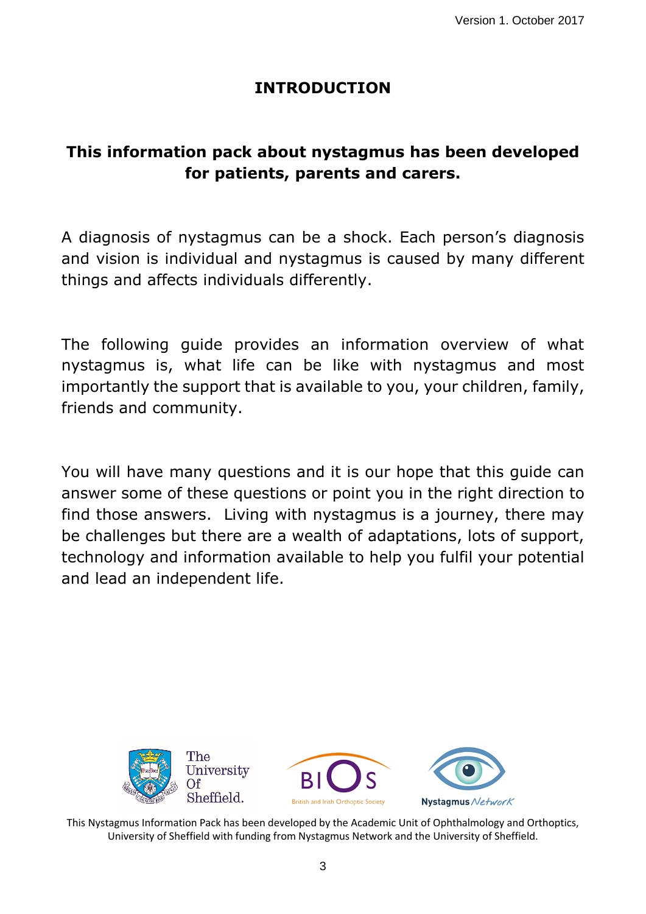# INTRODUCTION

**This information pack about nystagmus has been developed for patients, parents and carers.**

A diagnosis of nystagmus can be a shock. Each person's diagnosis and vision is individual and nystagmus is caused by many different things and affects individuals differently.

The following guide provides an information overview of what nystagmus is, what life can be like with nystagmus and most importantly the support that is available to you, your children, family, friends and community.

You will have many questions and it is our hope that this guide can answer some of these questions or point you in the right direction to find those answers. Living with nystagmus is a journey, there may be challenges but there are a wealth of adaptations, lots of support, technology and information available to help you fulfil your potential and lead an independent life.

This Nystagmus Information Pack has been developed by the Academic Unit of Ophthalmology and Orthoptics, University of Sheffield with funding from Nystagmus Network and the University of Sheffield.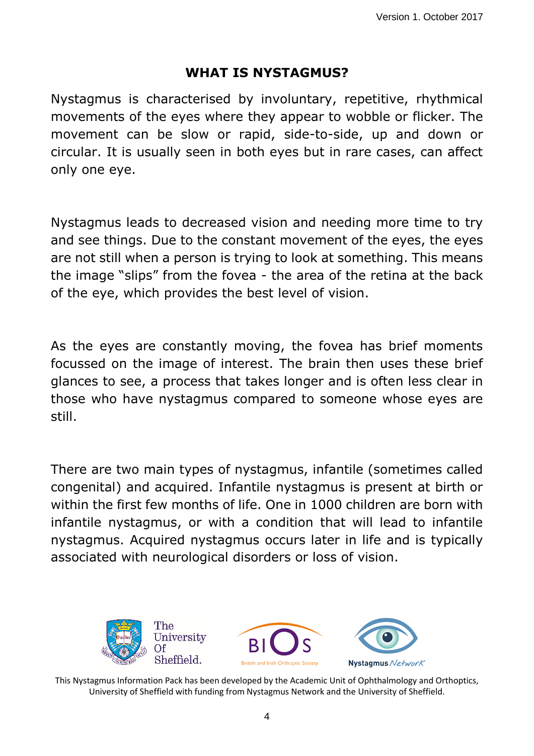## WHAT IS NYSTAGMUS?

Nystagmus is characterised by involuntary, repetitive, rhythmical movements of the eyes where they appear to wobble or flicker. The movement can be slow or rapid, side-to-side, up and down or circular. It is usually seen in both eyes but in rare cases, can affect only one eye.

Nystagmus leads to decreased vision and needing more time to try and see things. Due to the constant movement of the eyes, the eyes are not still when a person is trying to look at something. This means the image "slips" from the fovea - the area of the retina at the back of the eye, which provides the best level of vision.

As the eyes are constantly moving, the fovea has brief moments focussed on the image of interest. The brain then uses these brief glances to see, a process that takes longer and is often less clear in those who have nystagmus compared to someone whose eyes are still.

There are two main types of nystagmus, infantile (sometimes called congenital) and acquired. Infantile nystagmus is present at birth or within the first few months of life. One in 1000 children are born with infantile nystagmus, or with a condition that will lead to infantile nystagmus. Acquired nystagmus occurs later in life and is typically associated with neurological disorders or loss of vision.

This Nystagmus Information Pack has been developed by the Academic Unit of Ophthalmology and Orthoptics, University of Sheffield with funding from Nystagmus Network and the University of Sheffield.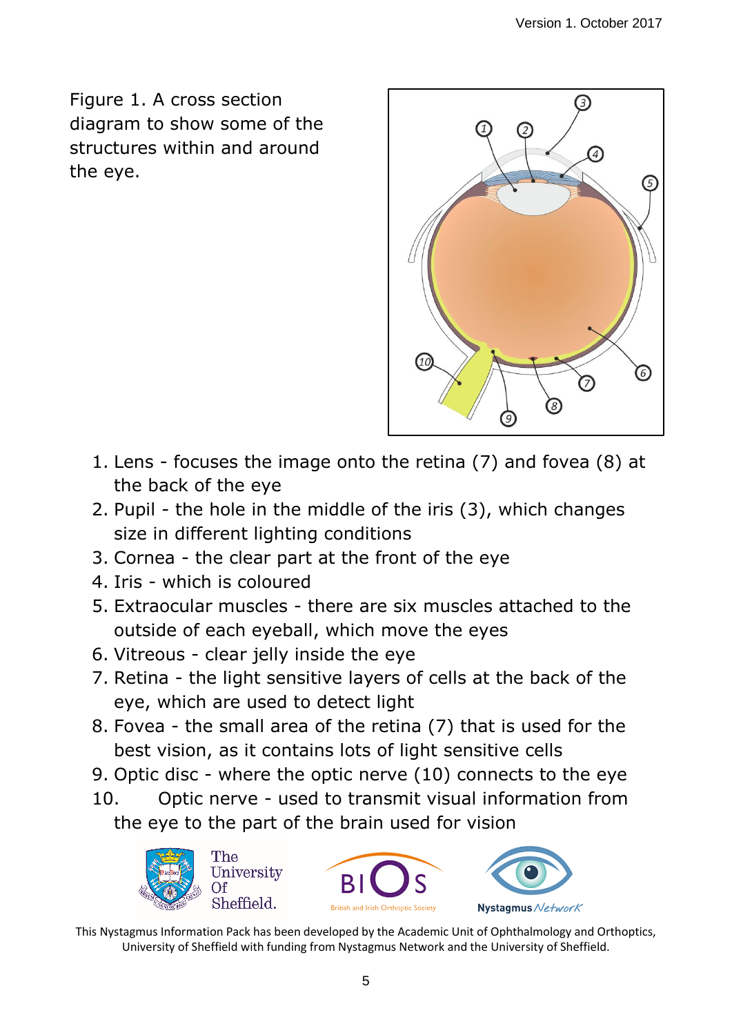Figure 1. A cross section diagram to show some of the structures within and around the eye.

1. Lens - focuses the image onto the retina (7) and fovea (8) at the back of the eye
2. Pupil - the hole in the middle of the iris (3), which changes size in different lighting conditions
3. Cornea - the clear part at the front of the eye
4. Iris - which is coloured
5. Extraocular muscles - there are six muscles attached to the outside of each eyeball, which move the eyes
6. Vitreous - clear jelly inside the eye
7. Retina - the light sensitive layers of cells at the back of the eye, which are used to detect light
8. Fovea - the small area of the retina (7) that is used for the best vision, as it contains lots of light sensitive cells
9. Optic disc - where the optic nerve (10) connects to the eye
10. Optic nerve - used to transmit visual information from the eye to the part of the brain used for vision

This Nystagmus Information Pack has been developed by the Academic Unit of Ophthalmology and Orthoptics, University of Sheffield with funding from Nystagmus Network and the University of Sheffield.